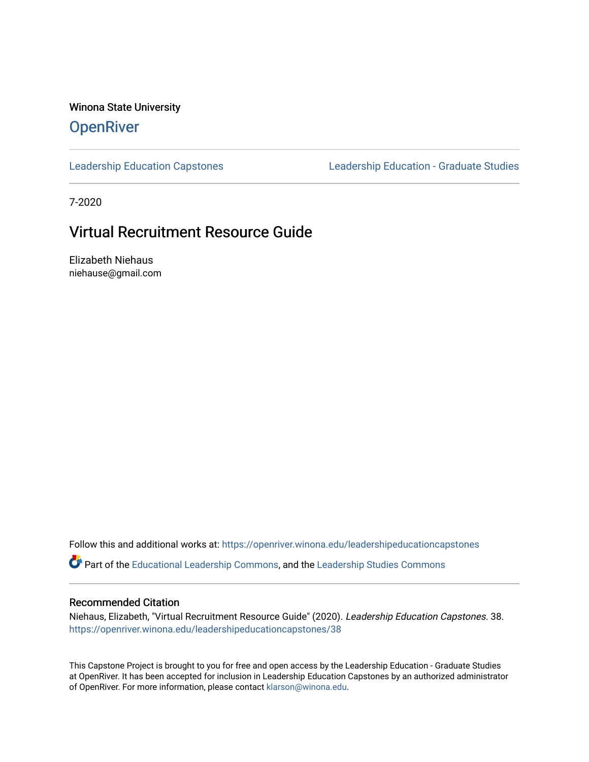Winona State University

# OpenRiver

Leadership Education Capstones | Leadership Education - Graduate Studies

7-2020

## Virtual Recruitment Resource Guide

Elizabeth Niehaus
niehause@gmail.com

Follow this and additional works at: https://openriver.winona.edu/leadershipeducationcapstones

Part of the Educational Leadership Commons, and the Leadership Studies Commons

### Recommended Citation

Niehaus, Elizabeth, "Virtual Recruitment Resource Guide" (2020). *Leadership Education Capstones*. 38.
https://openriver.winona.edu/leadershipeducationcapstones/38

This Capstone Project is brought to you for free and open access by the Leadership Education - Graduate Studies at OpenRiver. It has been accepted for inclusion in Leadership Education Capstones by an authorized administrator of OpenRiver. For more information, please contact klarson@winona.edu.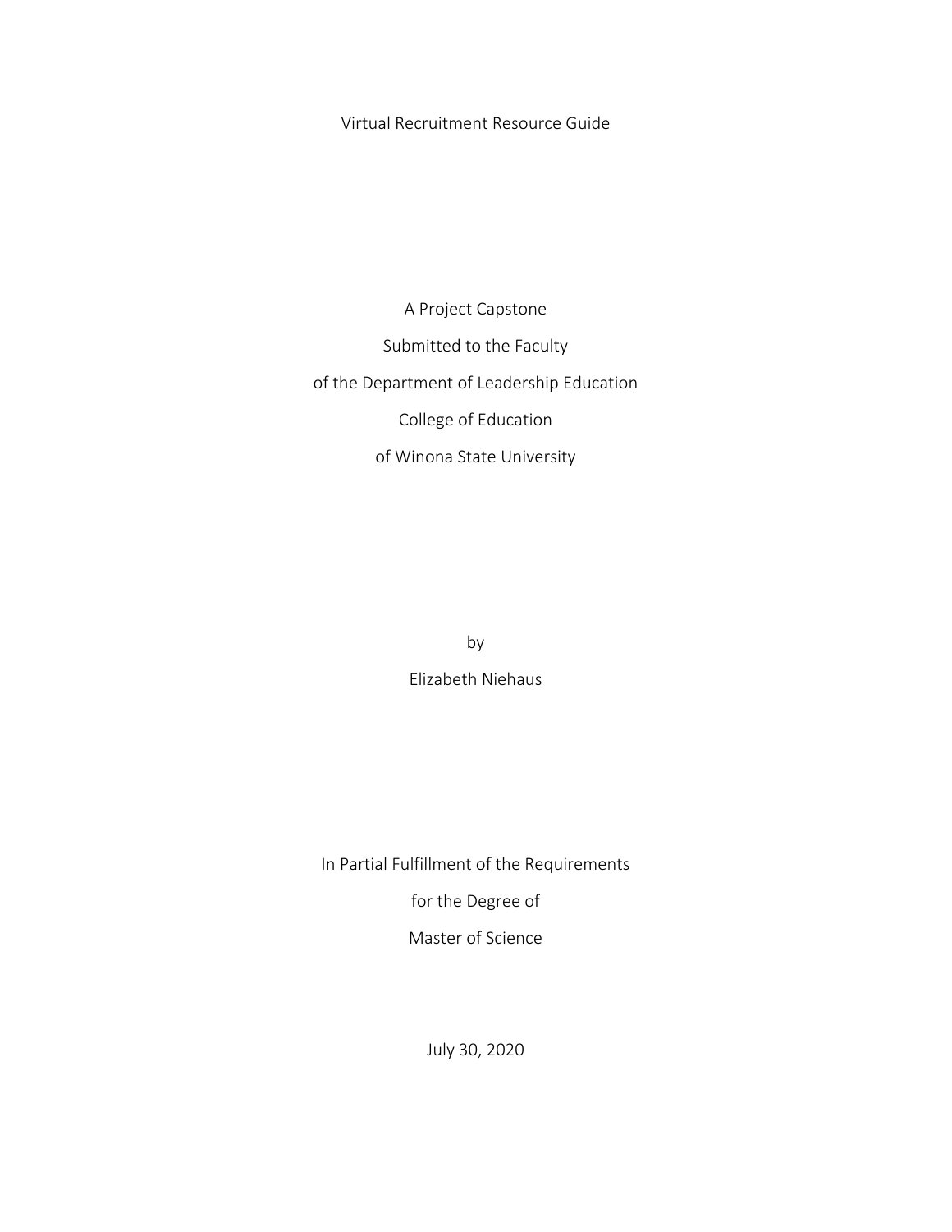# Virtual Recruitment Resource Guide

A Project Capstone

Submitted to the Faculty

of the Department of Leadership Education

College of Education

of Winona State University

by

Elizabeth Niehaus

In Partial Fulfillment of the Requirements

for the Degree of

Master of Science

July 30, 2020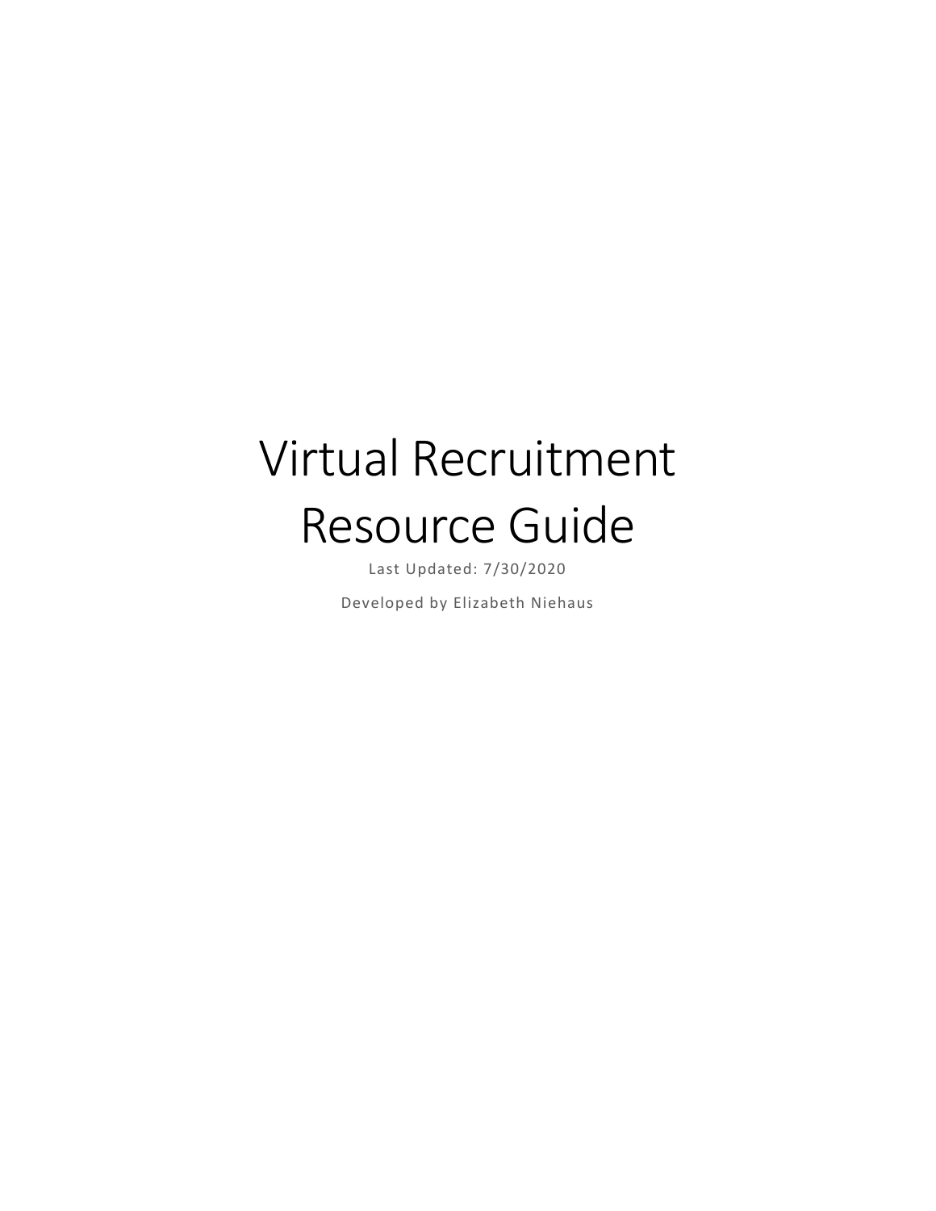# Virtual Recruitment Resource Guide

Last Updated: 7/30/2020

Developed by Elizabeth Niehaus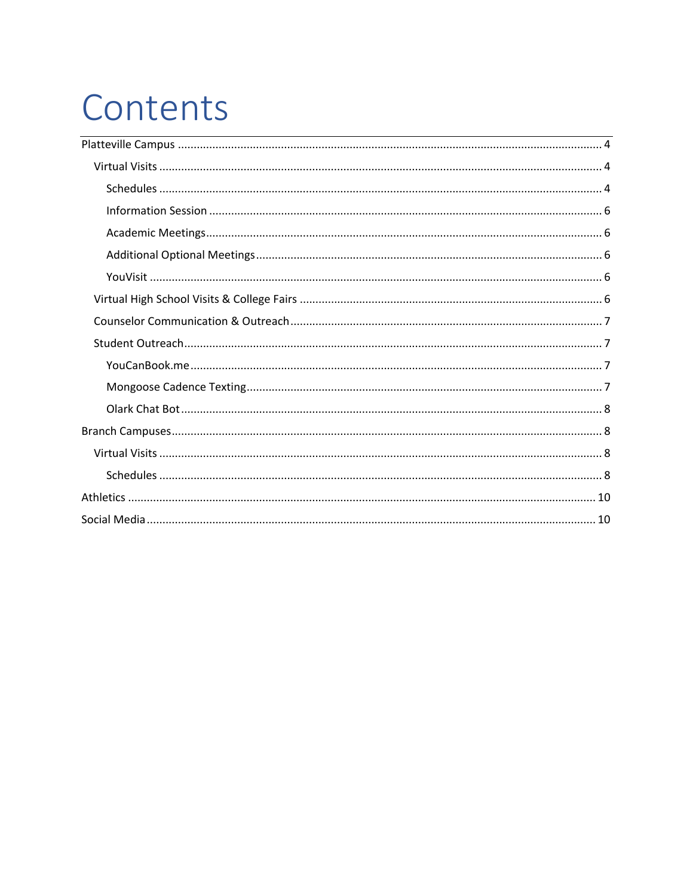# Contents

- Platteville Campus ..... 4
  - Virtual Visits ..... 4
    - Schedules ..... 4
    - Information Session ..... 6
    - Academic Meetings ..... 6
    - Additional Optional Meetings ..... 6
    - YouVisit ..... 6
  - Virtual High School Visits & College Fairs ..... 6
  - Counselor Communication & Outreach ..... 7
  - Student Outreach ..... 7
    - YouCanBook.me ..... 7
    - Mongoose Cadence Texting ..... 7
    - Olark Chat Bot ..... 8
- Branch Campuses ..... 8
  - Virtual Visits ..... 8
    - Schedules ..... 8
- Athletics ..... 10
- Social Media ..... 10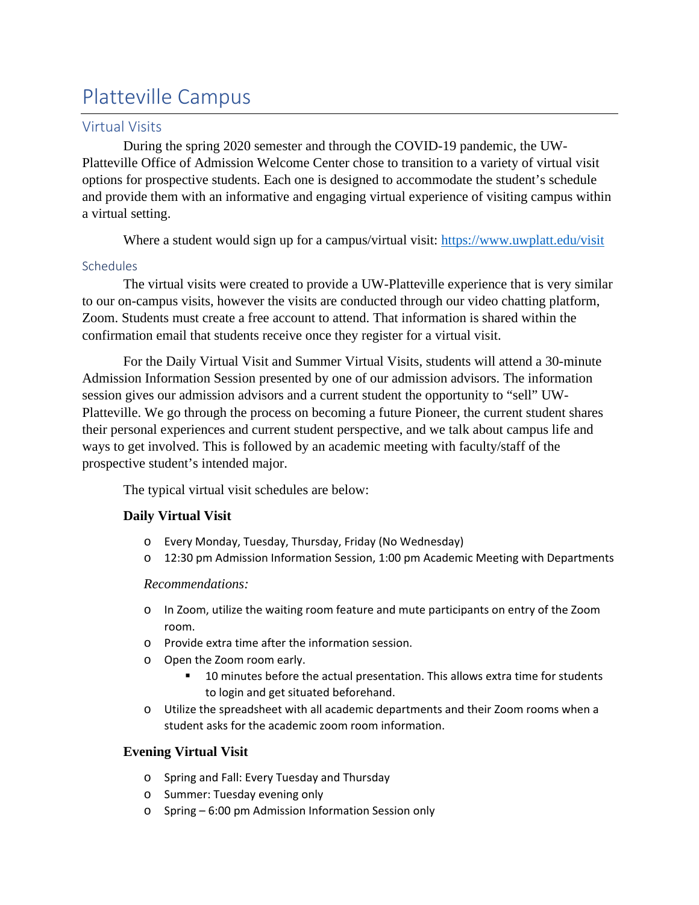# Platteville Campus

## Virtual Visits

During the spring 2020 semester and through the COVID-19 pandemic, the UW-Platteville Office of Admission Welcome Center chose to transition to a variety of virtual visit options for prospective students. Each one is designed to accommodate the student's schedule and provide them with an informative and engaging virtual experience of visiting campus within a virtual setting.

Where a student would sign up for a campus/virtual visit: https://www.uwplatt.edu/visit

### Schedules

The virtual visits were created to provide a UW-Platteville experience that is very similar to our on-campus visits, however the visits are conducted through our video chatting platform, Zoom. Students must create a free account to attend. That information is shared within the confirmation email that students receive once they register for a virtual visit.

For the Daily Virtual Visit and Summer Virtual Visits, students will attend a 30-minute Admission Information Session presented by one of our admission advisors. The information session gives our admission advisors and a current student the opportunity to "sell" UW-Platteville. We go through the process on becoming a future Pioneer, the current student shares their personal experiences and current student perspective, and we talk about campus life and ways to get involved. This is followed by an academic meeting with faculty/staff of the prospective student's intended major.

The typical virtual visit schedules are below:

**Daily Virtual Visit**

- Every Monday, Tuesday, Thursday, Friday (No Wednesday)
- 12:30 pm Admission Information Session, 1:00 pm Academic Meeting with Departments

*Recommendations:*

- In Zoom, utilize the waiting room feature and mute participants on entry of the Zoom room.
- Provide extra time after the information session.
- Open the Zoom room early.
  - 10 minutes before the actual presentation. This allows extra time for students to login and get situated beforehand.
- Utilize the spreadsheet with all academic departments and their Zoom rooms when a student asks for the academic zoom room information.

**Evening Virtual Visit**

- Spring and Fall: Every Tuesday and Thursday
- Summer: Tuesday evening only
- Spring – 6:00 pm Admission Information Session only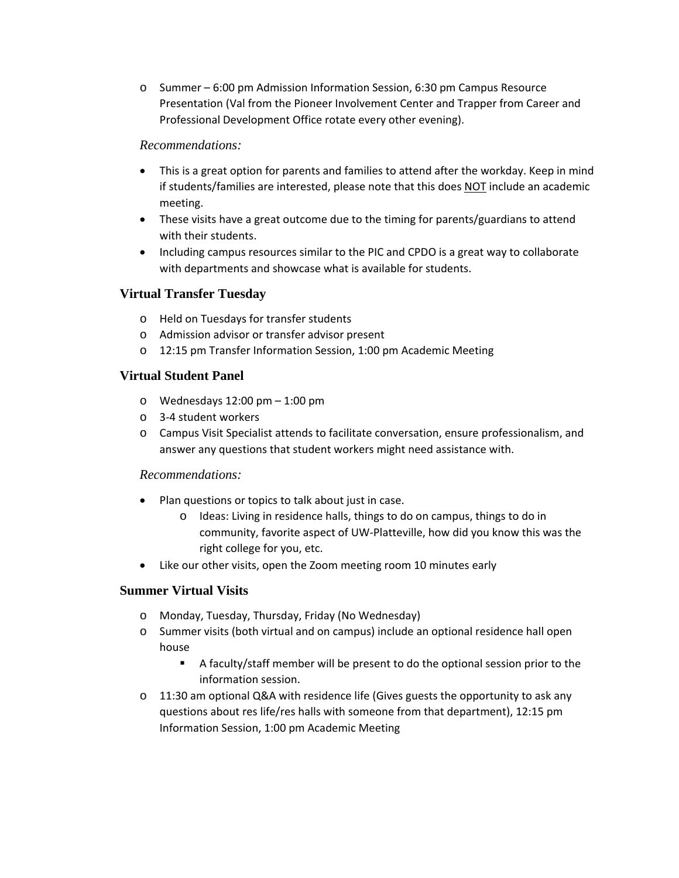- Summer – 6:00 pm Admission Information Session, 6:30 pm Campus Resource Presentation (Val from the Pioneer Involvement Center and Trapper from Career and Professional Development Office rotate every other evening).

*Recommendations:*

- This is a great option for parents and families to attend after the workday. Keep in mind if students/families are interested, please note that this does <u>NOT</u> include an academic meeting.
- These visits have a great outcome due to the timing for parents/guardians to attend with their students.
- Including campus resources similar to the PIC and CPDO is a great way to collaborate with departments and showcase what is available for students.

### Virtual Transfer Tuesday

- Held on Tuesdays for transfer students
- Admission advisor or transfer advisor present
- 12:15 pm Transfer Information Session, 1:00 pm Academic Meeting

### Virtual Student Panel

- Wednesdays 12:00 pm – 1:00 pm
- 3-4 student workers
- Campus Visit Specialist attends to facilitate conversation, ensure professionalism, and answer any questions that student workers might need assistance with.

*Recommendations:*

- Plan questions or topics to talk about just in case.
  - Ideas: Living in residence halls, things to do on campus, things to do in community, favorite aspect of UW-Platteville, how did you know this was the right college for you, etc.
- Like our other visits, open the Zoom meeting room 10 minutes early

### Summer Virtual Visits

- Monday, Tuesday, Thursday, Friday (No Wednesday)
- Summer visits (both virtual and on campus) include an optional residence hall open house
  - A faculty/staff member will be present to do the optional session prior to the information session.
- 11:30 am optional Q&A with residence life (Gives guests the opportunity to ask any questions about res life/res halls with someone from that department), 12:15 pm Information Session, 1:00 pm Academic Meeting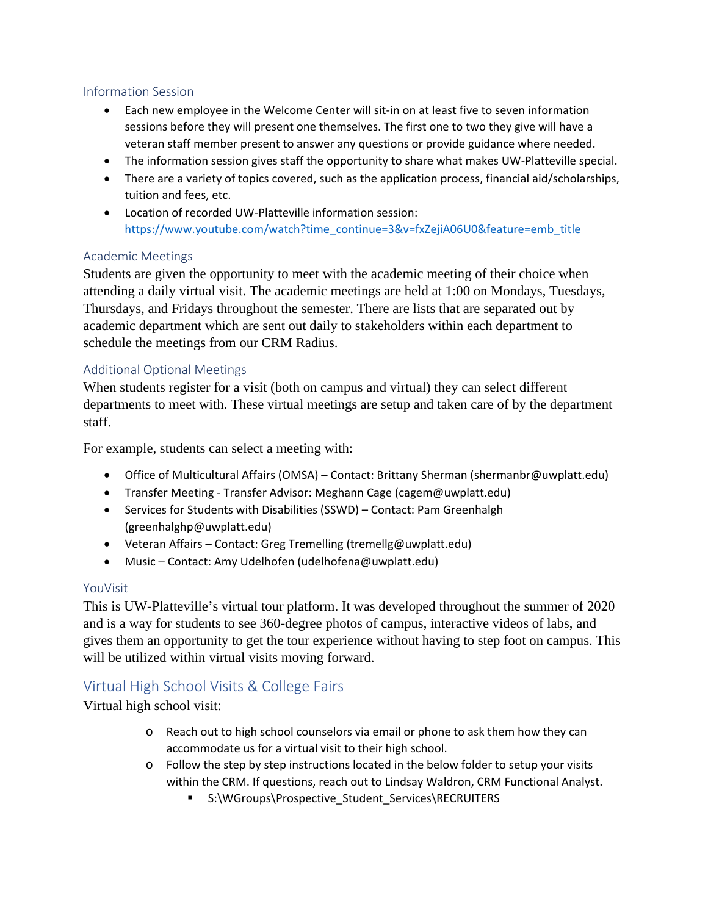### Information Session

- Each new employee in the Welcome Center will sit-in on at least five to seven information sessions before they will present one themselves. The first one to two they give will have a veteran staff member present to answer any questions or provide guidance where needed.
- The information session gives staff the opportunity to share what makes UW-Platteville special.
- There are a variety of topics covered, such as the application process, financial aid/scholarships, tuition and fees, etc.
- Location of recorded UW-Platteville information session: [https://www.youtube.com/watch?time_continue=3&v=fxZejiA06U0&feature=emb_title](https://www.youtube.com/watch?time_continue=3&v=fxZejiA06U0&feature=emb_title)

### Academic Meetings

Students are given the opportunity to meet with the academic meeting of their choice when attending a daily virtual visit. The academic meetings are held at 1:00 on Mondays, Tuesdays, Thursdays, and Fridays throughout the semester. There are lists that are separated out by academic department which are sent out daily to stakeholders within each department to schedule the meetings from our CRM Radius.

### Additional Optional Meetings

When students register for a visit (both on campus and virtual) they can select different departments to meet with. These virtual meetings are setup and taken care of by the department staff.

For example, students can select a meeting with:

- Office of Multicultural Affairs (OMSA) – Contact: Brittany Sherman (shermanbr@uwplatt.edu)
- Transfer Meeting - Transfer Advisor: Meghann Cage (cagem@uwplatt.edu)
- Services for Students with Disabilities (SSWD) – Contact: Pam Greenhalgh (greenhalghp@uwplatt.edu)
- Veteran Affairs – Contact: Greg Tremelling (tremellg@uwplatt.edu)
- Music – Contact: Amy Udelhofen (udelhofena@uwplatt.edu)

### YouVisit

This is UW-Platteville's virtual tour platform. It was developed throughout the summer of 2020 and is a way for students to see 360-degree photos of campus, interactive videos of labs, and gives them an opportunity to get the tour experience without having to step foot on campus. This will be utilized within virtual visits moving forward.

## Virtual High School Visits & College Fairs

Virtual high school visit:

- Reach out to high school counselors via email or phone to ask them how they can accommodate us for a virtual visit to their high school.
- Follow the step by step instructions located in the below folder to setup your visits within the CRM. If questions, reach out to Lindsay Waldron, CRM Functional Analyst.
  - S:\WGroups\Prospective_Student_Services\RECRUITERS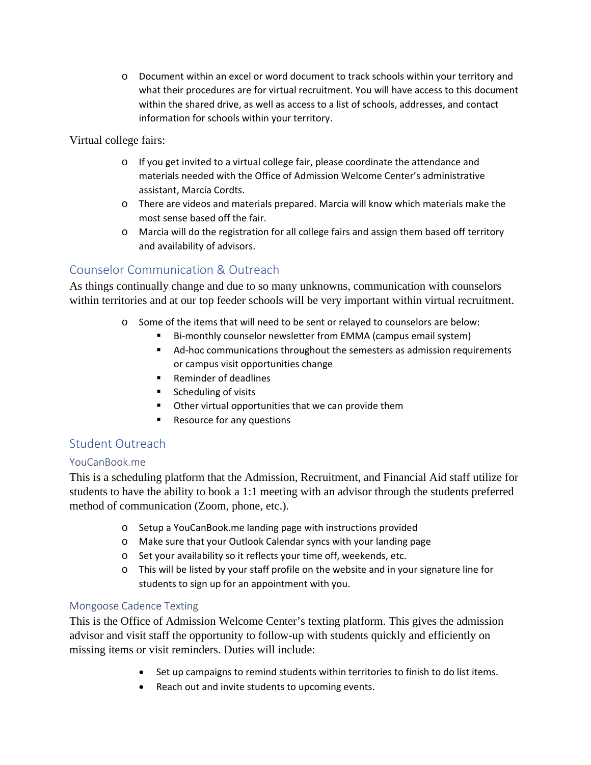- Document within an excel or word document to track schools within your territory and what their procedures are for virtual recruitment. You will have access to this document within the shared drive, as well as access to a list of schools, addresses, and contact information for schools within your territory.

Virtual college fairs:

- If you get invited to a virtual college fair, please coordinate the attendance and materials needed with the Office of Admission Welcome Center's administrative assistant, Marcia Cordts.
- There are videos and materials prepared. Marcia will know which materials make the most sense based off the fair.
- Marcia will do the registration for all college fairs and assign them based off territory and availability of advisors.

## Counselor Communication & Outreach

As things continually change and due to so many unknowns, communication with counselors within territories and at our top feeder schools will be very important within virtual recruitment.

- Some of the items that will need to be sent or relayed to counselors are below:
  - Bi-monthly counselor newsletter from EMMA (campus email system)
  - Ad-hoc communications throughout the semesters as admission requirements or campus visit opportunities change
  - Reminder of deadlines
  - Scheduling of visits
  - Other virtual opportunities that we can provide them
  - Resource for any questions

## Student Outreach

### YouCanBook.me

This is a scheduling platform that the Admission, Recruitment, and Financial Aid staff utilize for students to have the ability to book a 1:1 meeting with an advisor through the students preferred method of communication (Zoom, phone, etc.).

- Setup a YouCanBook.me landing page with instructions provided
- Make sure that your Outlook Calendar syncs with your landing page
- Set your availability so it reflects your time off, weekends, etc.
- This will be listed by your staff profile on the website and in your signature line for students to sign up for an appointment with you.

### Mongoose Cadence Texting

This is the Office of Admission Welcome Center's texting platform. This gives the admission advisor and visit staff the opportunity to follow-up with students quickly and efficiently on missing items or visit reminders. Duties will include:

- Set up campaigns to remind students within territories to finish to do list items.
- Reach out and invite students to upcoming events.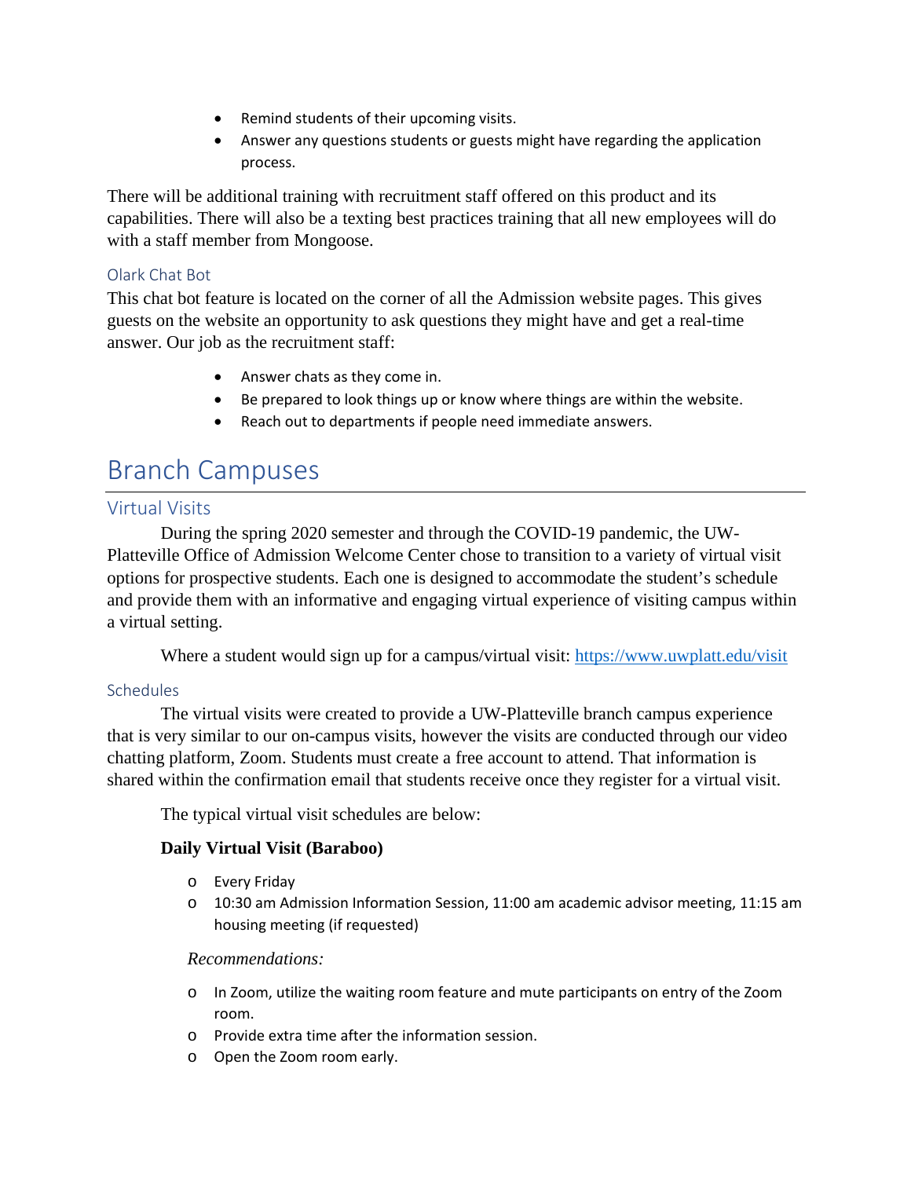- Remind students of their upcoming visits.
- Answer any questions students or guests might have regarding the application process.

There will be additional training with recruitment staff offered on this product and its capabilities. There will also be a texting best practices training that all new employees will do with a staff member from Mongoose.

### Olark Chat Bot

This chat bot feature is located on the corner of all the Admission website pages. This gives guests on the website an opportunity to ask questions they might have and get a real-time answer. Our job as the recruitment staff:

- Answer chats as they come in.
- Be prepared to look things up or know where things are within the website.
- Reach out to departments if people need immediate answers.

# Branch Campuses

### Virtual Visits

During the spring 2020 semester and through the COVID-19 pandemic, the UW-Platteville Office of Admission Welcome Center chose to transition to a variety of virtual visit options for prospective students. Each one is designed to accommodate the student's schedule and provide them with an informative and engaging virtual experience of visiting campus within a virtual setting.

Where a student would sign up for a campus/virtual visit: https://www.uwplatt.edu/visit

### Schedules

The virtual visits were created to provide a UW-Platteville branch campus experience that is very similar to our on-campus visits, however the visits are conducted through our video chatting platform, Zoom. Students must create a free account to attend. That information is shared within the confirmation email that students receive once they register for a virtual visit.

The typical virtual visit schedules are below:

**Daily Virtual Visit (Baraboo)**

- Every Friday
- 10:30 am Admission Information Session, 11:00 am academic advisor meeting, 11:15 am housing meeting (if requested)

*Recommendations:*

- In Zoom, utilize the waiting room feature and mute participants on entry of the Zoom room.
- Provide extra time after the information session.
- Open the Zoom room early.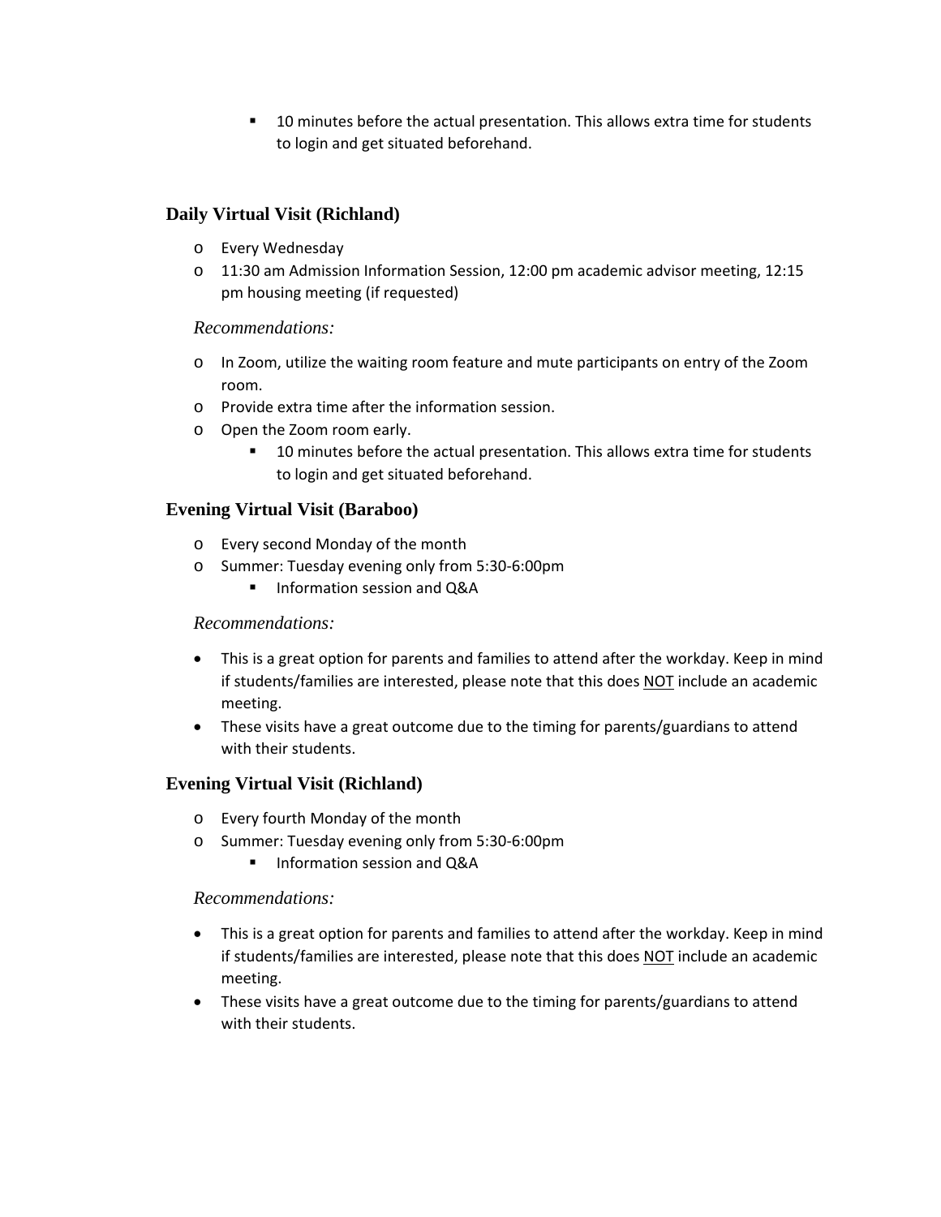- 10 minutes before the actual presentation. This allows extra time for students to login and get situated beforehand.

### Daily Virtual Visit (Richland)

- Every Wednesday
- 11:30 am Admission Information Session, 12:00 pm academic advisor meeting, 12:15 pm housing meeting (if requested)

*Recommendations:*

- In Zoom, utilize the waiting room feature and mute participants on entry of the Zoom room.
- Provide extra time after the information session.
- Open the Zoom room early.
    - 10 minutes before the actual presentation. This allows extra time for students to login and get situated beforehand.

### Evening Virtual Visit (Baraboo)

- Every second Monday of the month
- Summer: Tuesday evening only from 5:30-6:00pm
    - Information session and Q&A

*Recommendations:*

- This is a great option for parents and families to attend after the workday. Keep in mind if students/families are interested, please note that this does <u>NOT</u> include an academic meeting.
- These visits have a great outcome due to the timing for parents/guardians to attend with their students.

### Evening Virtual Visit (Richland)

- Every fourth Monday of the month
- Summer: Tuesday evening only from 5:30-6:00pm
    - Information session and Q&A

*Recommendations:*

- This is a great option for parents and families to attend after the workday. Keep in mind if students/families are interested, please note that this does <u>NOT</u> include an academic meeting.
- These visits have a great outcome due to the timing for parents/guardians to attend with their students.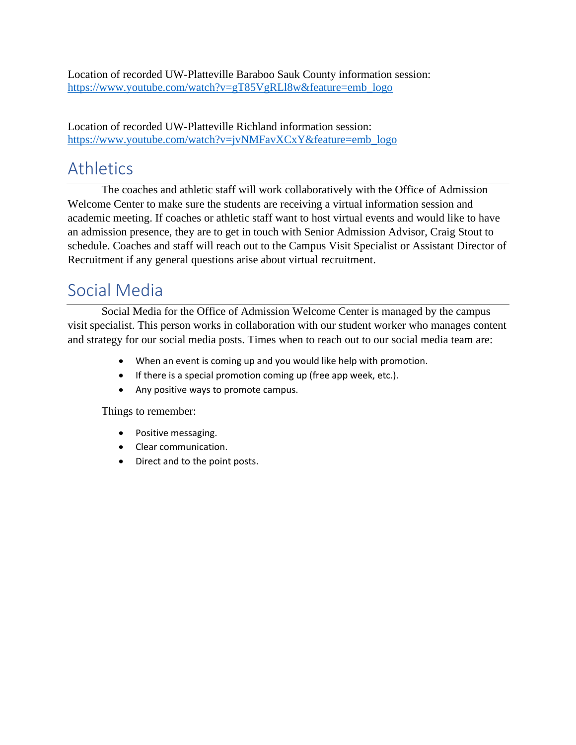Location of recorded UW-Platteville Baraboo Sauk County information session: https://www.youtube.com/watch?v=gT85VgRLl8w&feature=emb_logo

Location of recorded UW-Platteville Richland information session: https://www.youtube.com/watch?v=jvNMFavXCxY&feature=emb_logo

## Athletics

The coaches and athletic staff will work collaboratively with the Office of Admission Welcome Center to make sure the students are receiving a virtual information session and academic meeting. If coaches or athletic staff want to host virtual events and would like to have an admission presence, they are to get in touch with Senior Admission Advisor, Craig Stout to schedule. Coaches and staff will reach out to the Campus Visit Specialist or Assistant Director of Recruitment if any general questions arise about virtual recruitment.

## Social Media

Social Media for the Office of Admission Welcome Center is managed by the campus visit specialist. This person works in collaboration with our student worker who manages content and strategy for our social media posts. Times when to reach out to our social media team are:

- When an event is coming up and you would like help with promotion.
- If there is a special promotion coming up (free app week, etc.).
- Any positive ways to promote campus.

Things to remember:

- Positive messaging.
- Clear communication.
- Direct and to the point posts.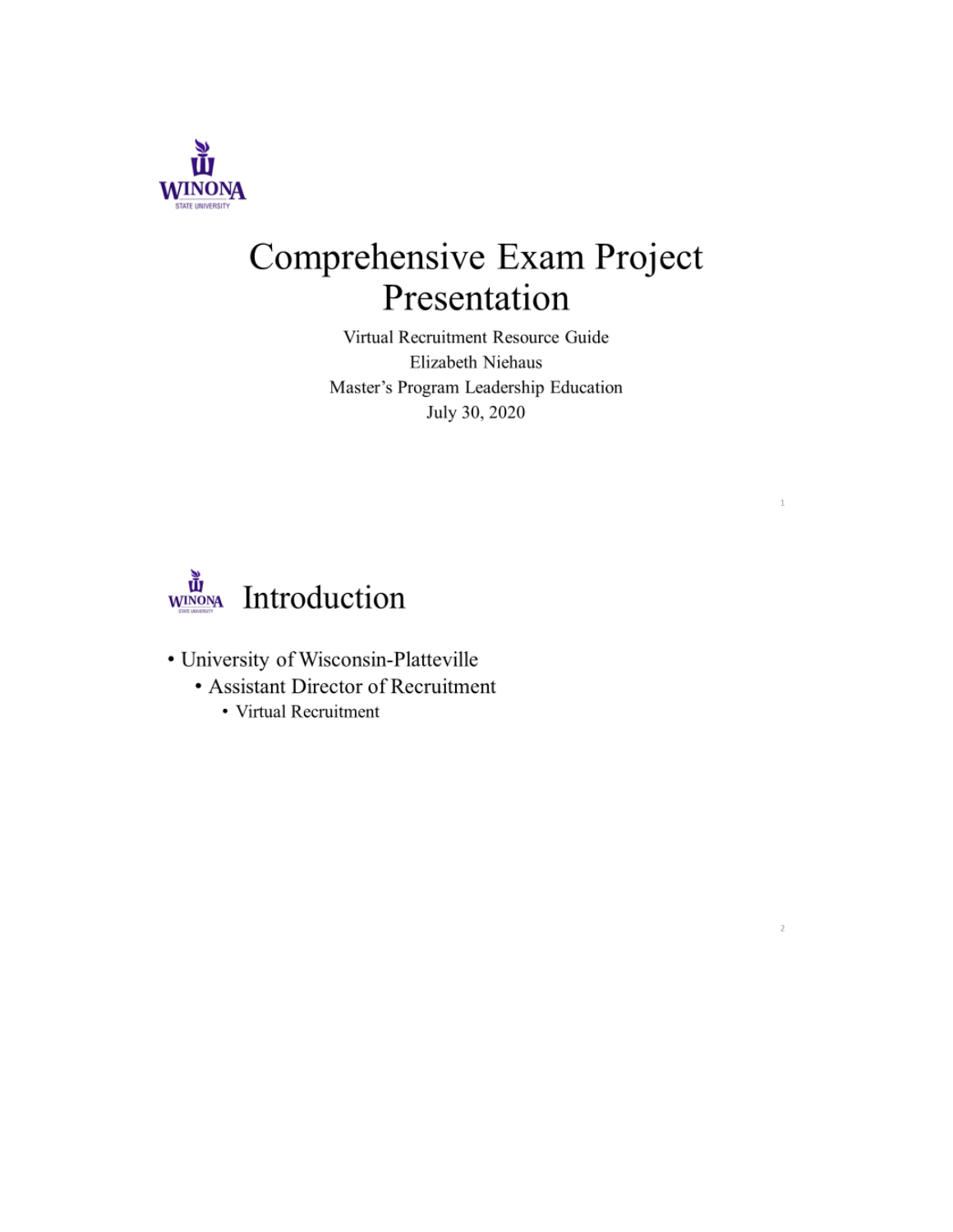# Comprehensive Exam Project Presentation

Virtual Recruitment Resource Guide

Elizabeth Niehaus

Master's Program Leadership Education

July 30, 2020

## Introduction

- University of Wisconsin-Platteville
  - Assistant Director of Recruitment
    - Virtual Recruitment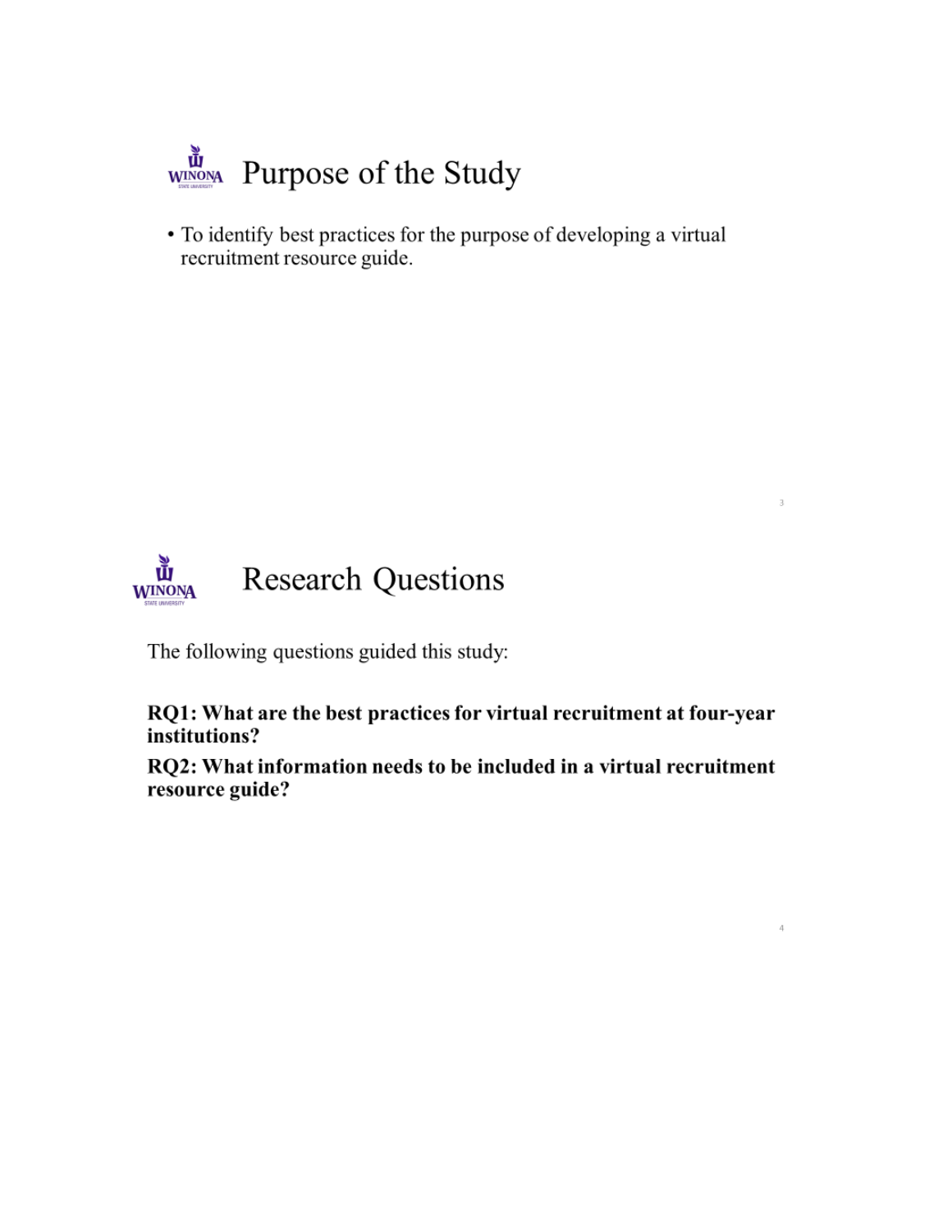## Purpose of the Study

- To identify best practices for the purpose of developing a virtual recruitment resource guide.

## Research Questions

The following questions guided this study:

**RQ1: What are the best practices for virtual recruitment at four-year institutions?**

**RQ2: What information needs to be included in a virtual recruitment resource guide?**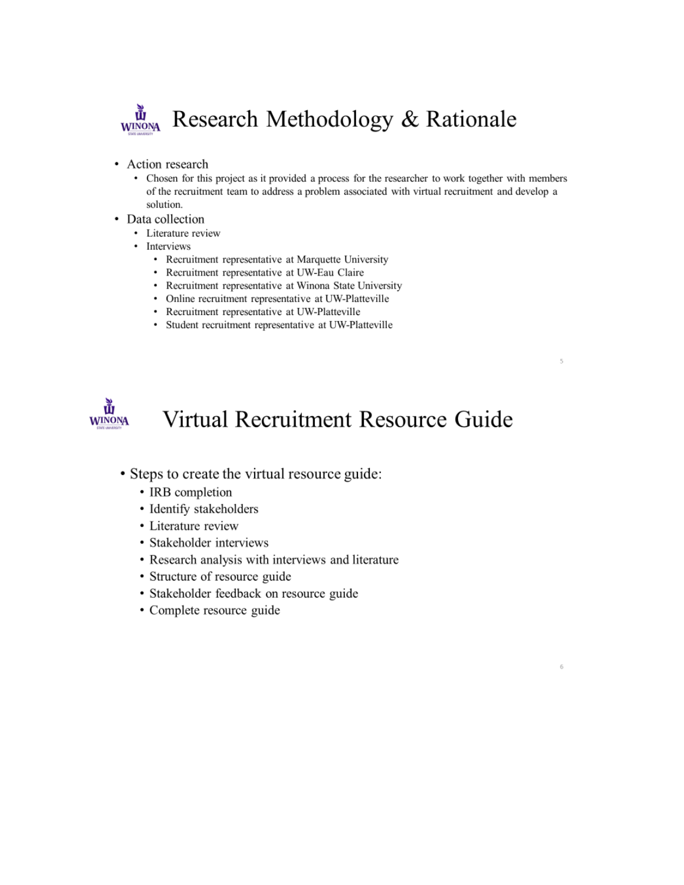# Research Methodology & Rationale

- Action research
  - Chosen for this project as it provided a process for the researcher to work together with members of the recruitment team to address a problem associated with virtual recruitment and develop a solution.
- Data collection
  - Literature review
  - Interviews
    - Recruitment representative at Marquette University
    - Recruitment representative at UW-Eau Claire
    - Recruitment representative at Winona State University
    - Online recruitment representative at UW-Platteville
    - Recruitment representative at UW-Platteville
    - Student recruitment representative at UW-Platteville

# Virtual Recruitment Resource Guide

- Steps to create the virtual resource guide:
  - IRB completion
  - Identify stakeholders
  - Literature review
  - Stakeholder interviews
  - Research analysis with interviews and literature
  - Structure of resource guide
  - Stakeholder feedback on resource guide
  - Complete resource guide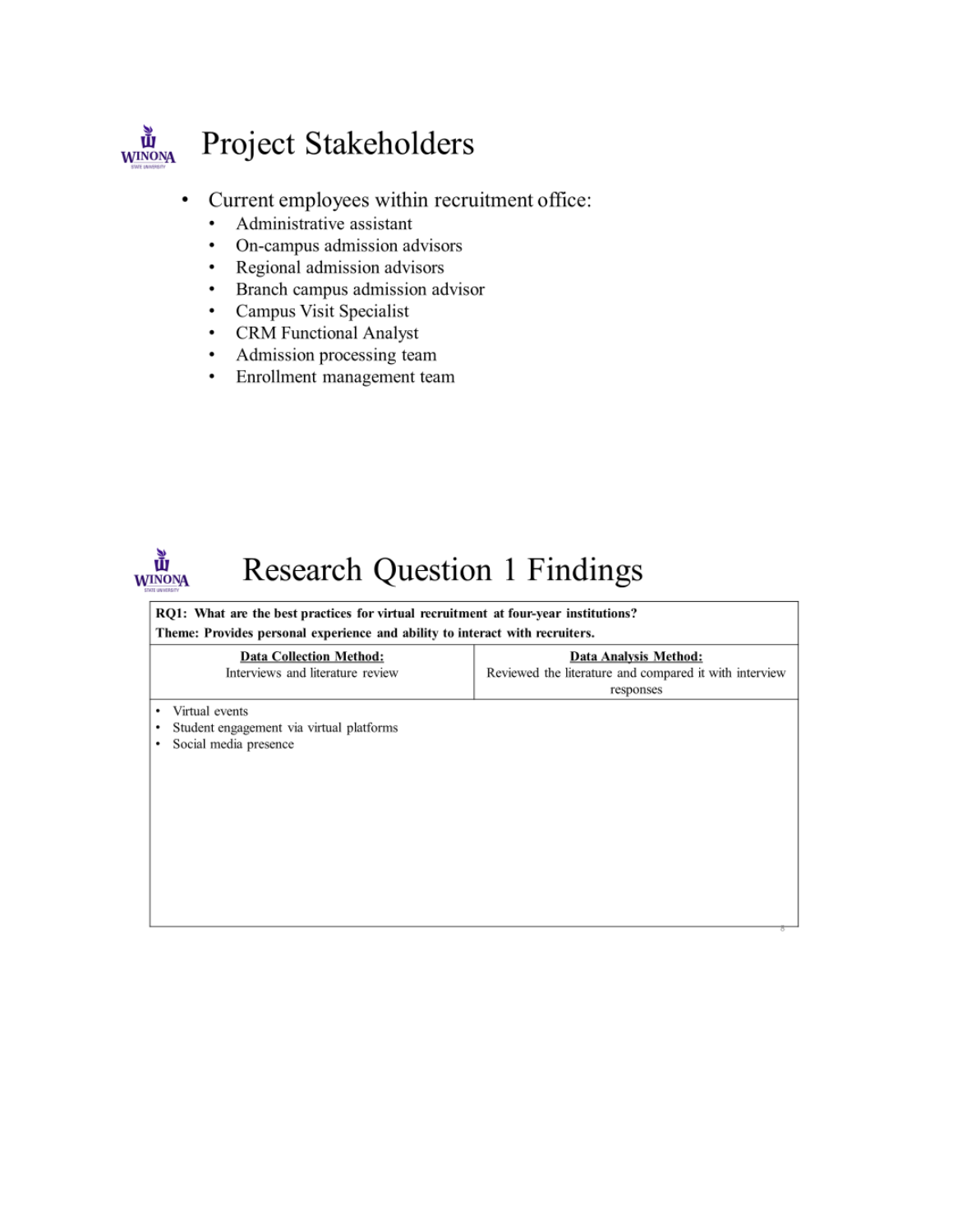# Project Stakeholders

- Current employees within recruitment office:
  - Administrative assistant
  - On-campus admission advisors
  - Regional admission advisors
  - Branch campus admission advisor
  - Campus Visit Specialist
  - CRM Functional Analyst
  - Admission processing team
  - Enrollment management team

# Research Question 1 Findings

**RQ1: What are the best practices for virtual recruitment at four-year institutions?**
**Theme: Provides personal experience and ability to interact with recruiters.**

| **Data Collection Method:** | **Data Analysis Method:** |
|---|---|
| Interviews and literature review | Reviewed the literature and compared it with interview responses |

- Virtual events
- Student engagement via virtual platforms
- Social media presence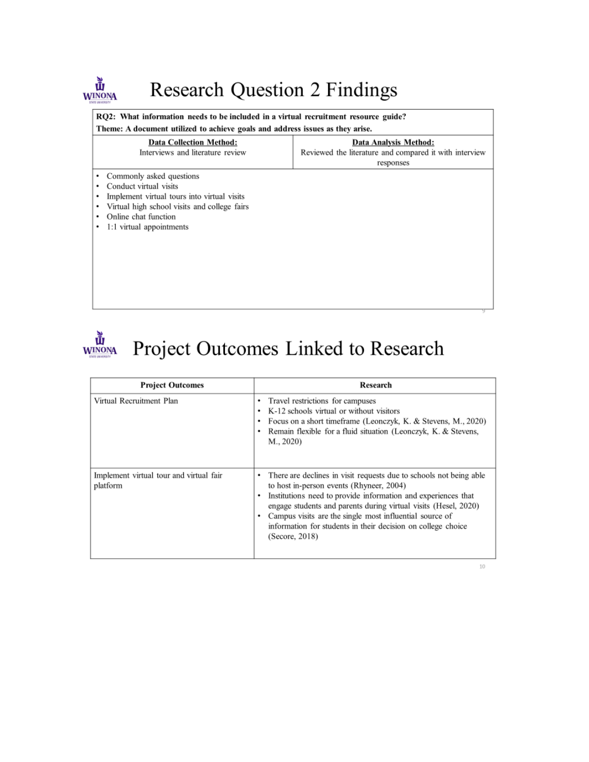# Research Question 2 Findings

| RQ2: What information needs to be included in a virtual recruitment resource guide?<br>Theme: A document utilized to achieve goals and address issues as they arise. | |
|---|---|
| **Data Collection Method:**<br>Interviews and literature review | **Data Analysis Method:**<br>Reviewed the literature and compared it with interview responses |
| • Commonly asked questions<br>• Conduct virtual visits<br>• Implement virtual tours into virtual visits<br>• Virtual high school visits and college fairs<br>• Online chat function<br>• 1:1 virtual appointments | |

# Project Outcomes Linked to Research

| Project Outcomes | Research |
|---|---|
| Virtual Recruitment Plan | • Travel restrictions for campuses<br>• K-12 schools virtual or without visitors<br>• Focus on a short timeframe (Leonczyk, K. & Stevens, M., 2020)<br>• Remain flexible for a fluid situation (Leonczyk, K. & Stevens, M., 2020) |
| Implement virtual tour and virtual fair platform | • There are declines in visit requests due to schools not being able to host in-person events (Rhyneer, 2004)<br>• Institutions need to provide information and experiences that engage students and parents during virtual visits (Hesel, 2020)<br>• Campus visits are the single most influential source of information for students in their decision on college choice (Secore, 2018) |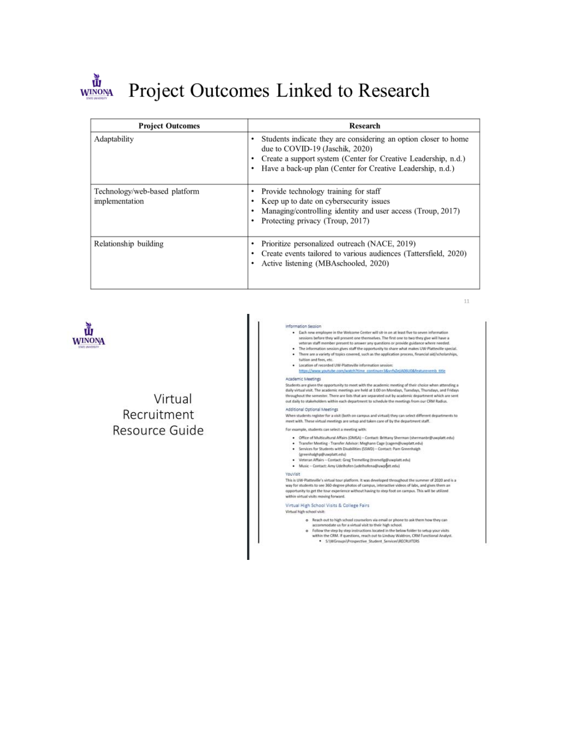# Project Outcomes Linked to Research

| Project Outcomes | Research |
|---|---|
| Adaptability | • Students indicate they are considering an option closer to home due to COVID-19 (Jaschik, 2020)<br>• Create a support system (Center for Creative Leadership, n.d.)<br>• Have a back-up plan (Center for Creative Leadership, n.d.) |
| Technology/web-based platform implementation | • Provide technology training for staff<br>• Keep up to date on cybersecurity issues<br>• Managing/controlling identity and user access (Troup, 2017)<br>• Protecting privacy (Troup, 2017) |
| Relationship building | • Prioritize personalized outreach (NACE, 2019)<br>• Create events tailored to various audiences (Tattersfield, 2020)<br>• Active listening (MBAschooled, 2020) |

# Virtual Recruitment Resource Guide

### Information Session

- Each new employee in the Welcome Center will sit-in on at least five to seven information sessions before they will present one themselves. The first one to two they give will have a veteran staff member present to answer any questions or provide guidance where needed.
- The information session gives staff the opportunity to share what makes UW-Platteville special.
- There are a variety of topics covered, such as the application process, financial aid/scholarships, tuition and fees, etc.
- Location of recorded UW-Platteville information session: https://www.youtube.com/watch?time_continue=3&v=fsZejiA06U0&feature=emb_title

### Academic Meetings

Students are given the opportunity to meet with the academic meeting of their choice when attending a daily virtual visit. The academic meetings are held at 1:00 on Mondays, Tuesdays, Thursdays, and Fridays throughout the semester. There are lists that are separated out by academic department which are sent out daily to stakeholders within each department to schedule the meetings from our CRM Radius.

### Additional Optional Meetings

When students register for a visit (both on campus and virtual) they can select different departments to meet with. These virtual meetings are setup and taken care of by the department staff.

For example, students can select a meeting with:

- Office of Multicultural Affairs (OMSA) – Contact: Brittany Sherman (shermanbr@uwplatt.edu)
- Transfer Meeting - Transfer Advisor: Meghann Cage (cagem@uwplatt.edu)
- Services for Students with Disabilities (SSWD) – Contact: Pam Greenhalgh (greenhalghp@uwplatt.edu)
- Veteran Affairs – Contact: Greg Tremelling (tremellg@uwplatt.edu)
- Music – Contact: Amy Udelhofen (udelhofena@uwplatt.edu)

### YouVisit

This is UW-Platteville's virtual tour platform. It was developed throughout the summer of 2020 and is a way for students to see 360-degree photos of campus, interactive videos of labs, and gives them an opportunity to get the tour experience without having to step foot on campus. This will be utilized within virtual visits moving forward.

### Virtual High School Visits & College Fairs

Virtual high school visit:

- Reach out to high school counselors via email or phone to ask them how they can accommodate us for a virtual visit to their high school.
- Follow the step by step instructions located in the below folder to setup your visits within the CRM. If questions, reach out to Lindsay Waldron, CRM Functional Analyst.
  - S:\WGroups\Prospective_Student_Services\RECRUITERS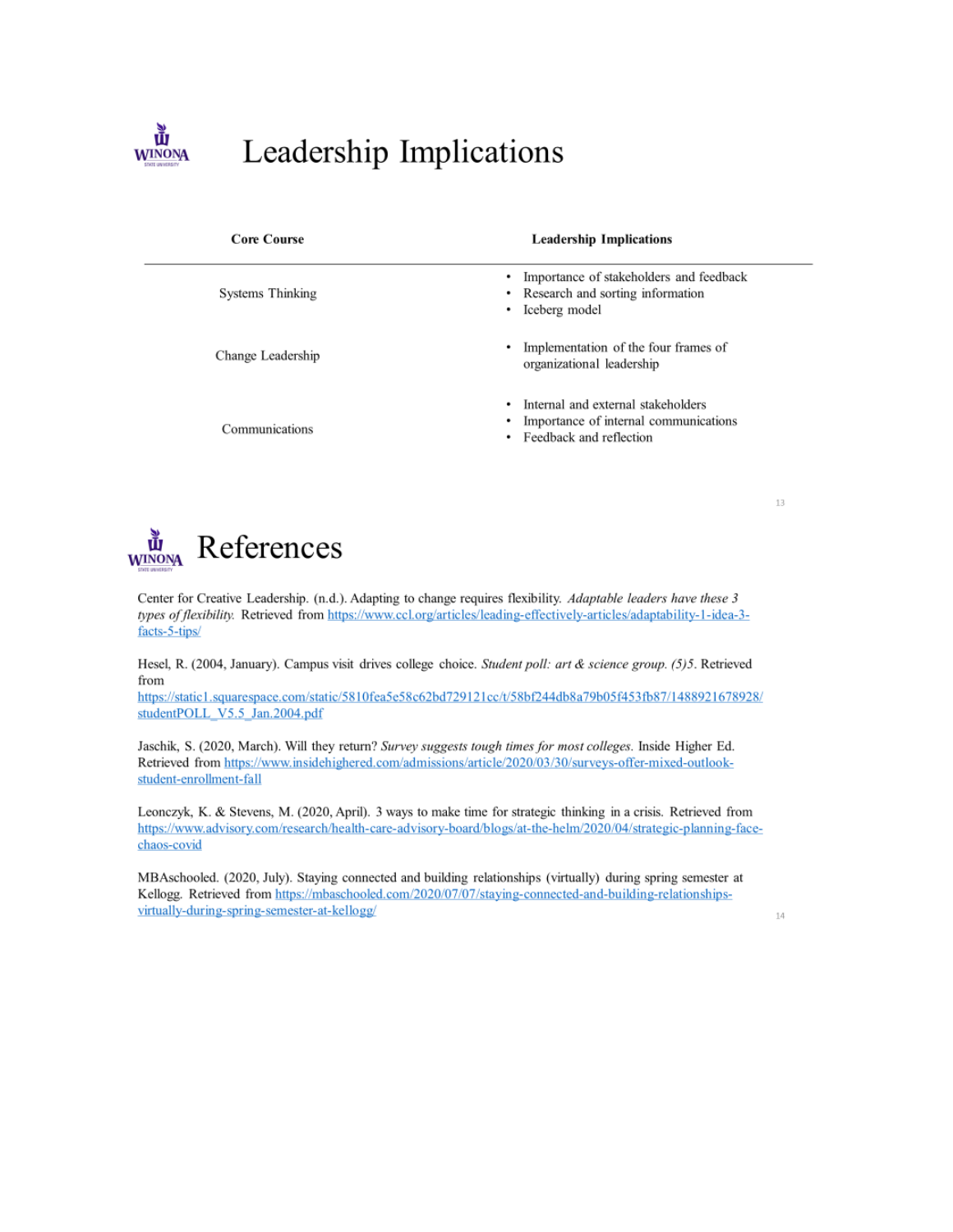# Leadership Implications

| Core Course | Leadership Implications |
|---|---|
| Systems Thinking | • Importance of stakeholders and feedback<br>• Research and sorting information<br>• Iceberg model |
| Change Leadership | • Implementation of the four frames of organizational leadership |
| Communications | • Internal and external stakeholders<br>• Importance of internal communications<br>• Feedback and reflection |

# References

Center for Creative Leadership. (n.d.). Adapting to change requires flexibility. *Adaptable leaders have these 3 types of flexibility.* Retrieved from https://www.ccl.org/articles/leading-effectively-articles/adaptability-1-idea-3-facts-5-tips/

Hesel, R. (2004, January). Campus visit drives college choice. *Student poll: art & science group. (5)5*. Retrieved from https://static1.squarespace.com/static/5810fea5e58c62bd729121cc/t/58bf244db8a79b05f453fb87/1488921678928/studentPOLL_V5.5_Jan.2004.pdf

Jaschik, S. (2020, March). Will they return? *Survey suggests tough times for most colleges.* Inside Higher Ed. Retrieved from https://www.insidehighered.com/admissions/article/2020/03/30/surveys-offer-mixed-outlook-student-enrollment-fall

Leonczyk, K. & Stevens, M. (2020, April). 3 ways to make time for strategic thinking in a crisis. Retrieved from https://www.advisory.com/research/health-care-advisory-board/blogs/at-the-helm/2020/04/strategic-planning-face-chaos-covid

MBAschooled. (2020, July). Staying connected and building relationships (virtually) during spring semester at Kellogg. Retrieved from https://mbaschooled.com/2020/07/07/staying-connected-and-building-relationships-virtually-during-spring-semester-at-kellogg/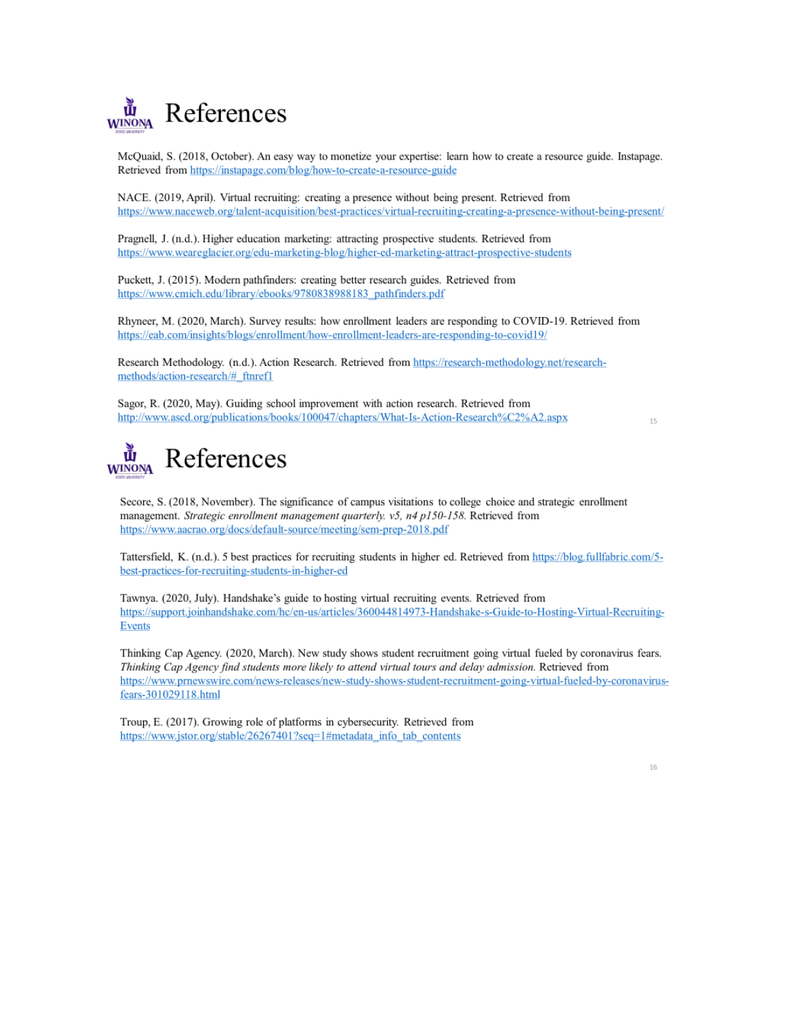# References

McQuaid, S. (2018, October). An easy way to monetize your expertise: learn how to create a resource guide. Instapage. Retrieved from https://instapage.com/blog/how-to-create-a-resource-guide

NACE. (2019, April). Virtual recruiting: creating a presence without being present. Retrieved from https://www.naceweb.org/talent-acquisition/best-practices/virtual-recruiting-creating-a-presence-without-being-present/

Pragnell, J. (n.d.). Higher education marketing: attracting prospective students. Retrieved from https://www.weareglacier.org/edu-marketing-blog/higher-ed-marketing-attract-prospective-students

Puckett, J. (2015). Modern pathfinders: creating better research guides. Retrieved from https://www.cmich.edu/library/ebooks/9780838988183_pathfinders.pdf

Rhyneer, M. (2020, March). Survey results: how enrollment leaders are responding to COVID-19. Retrieved from https://eab.com/insights/blogs/enrollment/how-enrollment-leaders-are-responding-to-covid19/

Research Methodology. (n.d.). Action Research. Retrieved from https://research-methodology.net/research-methods/action-research/#_ftnref1

Sagor, R. (2020, May). Guiding school improvement with action research. Retrieved from http://www.ascd.org/publications/books/100047/chapters/What-Is-Action-Research%C2%A2.aspx

# References

Secore, S. (2018, November). The significance of campus visitations to college choice and strategic enrollment management. *Strategic enrollment management quarterly. v5, n4 p150-158.* Retrieved from https://www.aacrao.org/docs/default-source/meeting/sem-prep-2018.pdf

Tattersfield, K. (n.d.). 5 best practices for recruiting students in higher ed. Retrieved from https://blog.fullfabric.com/5-best-practices-for-recruiting-students-in-higher-ed

Tawnya. (2020, July). Handshake's guide to hosting virtual recruiting events. Retrieved from https://support.joinhandshake.com/hc/en-us/articles/360044814973-Handshake-s-Guide-to-Hosting-Virtual-Recruiting-Events

Thinking Cap Agency. (2020, March). New study shows student recruitment going virtual fueled by coronavirus fears. *Thinking Cap Agency find students more likely to attend virtual tours and delay admission.* Retrieved from https://www.prnewswire.com/news-releases/new-study-shows-student-recruitment-going-virtual-fueled-by-coronavirus-fears-301029118.html

Troup, E. (2017). Growing role of platforms in cybersecurity. Retrieved from https://www.jstor.org/stable/26267401?seq=1#metadata_info_tab_contents